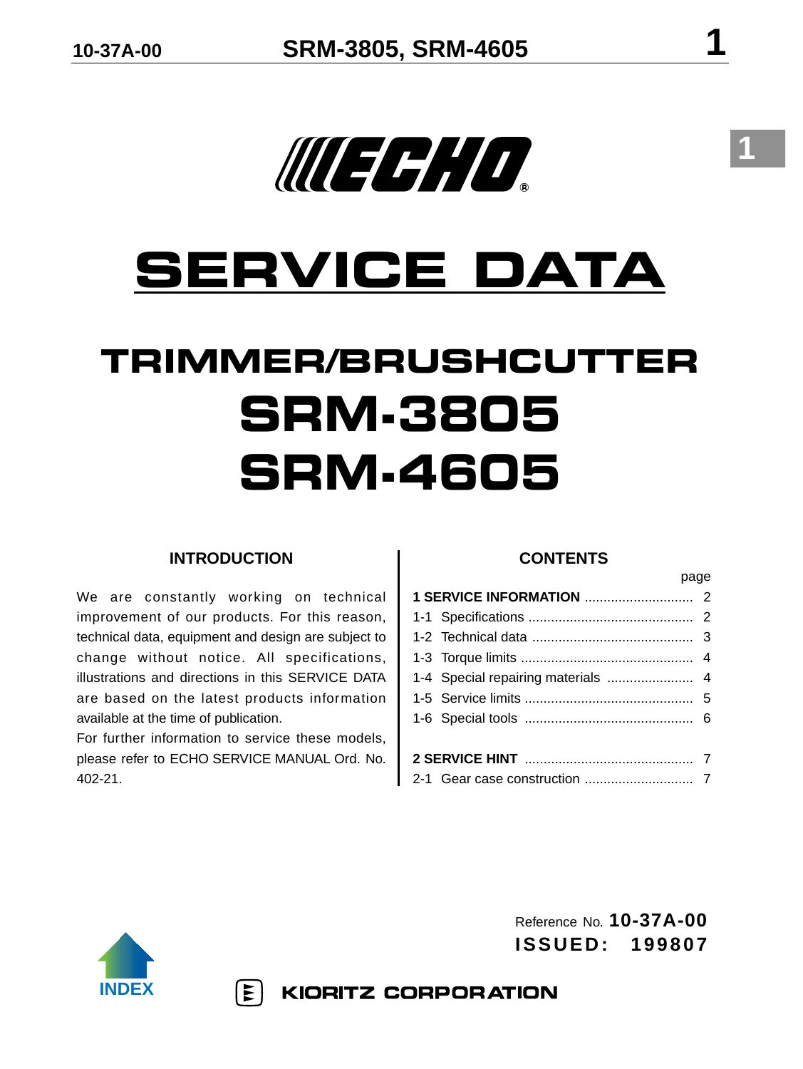# SERVICE DATA

## TRIMMER/BRUSHCUTTER

## SRM-3805

## SRM-4605

### INTRODUCTION

We are constantly working on technical improvement of our products. For this reason, technical data, equipment and design are subject to change without notice. All specifications, illustrations and directions in this SERVICE DATA are based on the latest products information available at the time of publication.

For further information to service these models, please refer to ECHO SERVICE MANUAL Ord. No. 402-21.

### CONTENTS

| | page |
|---|---|
| **1 SERVICE INFORMATION** | 2 |
| 1-1 Specifications | 2 |
| 1-2 Technical data | 3 |
| 1-3 Torque limits | 4 |
| 1-4 Special repairing materials | 4 |
| 1-5 Service limits | 5 |
| 1-6 Special tools | 6 |
| **2 SERVICE HINT** | 7 |
| 2-1 Gear case construction | 7 |

Reference No. **10-37A-00**

**ISSUED: 199807**

INDEX

KIORITZ CORPORATION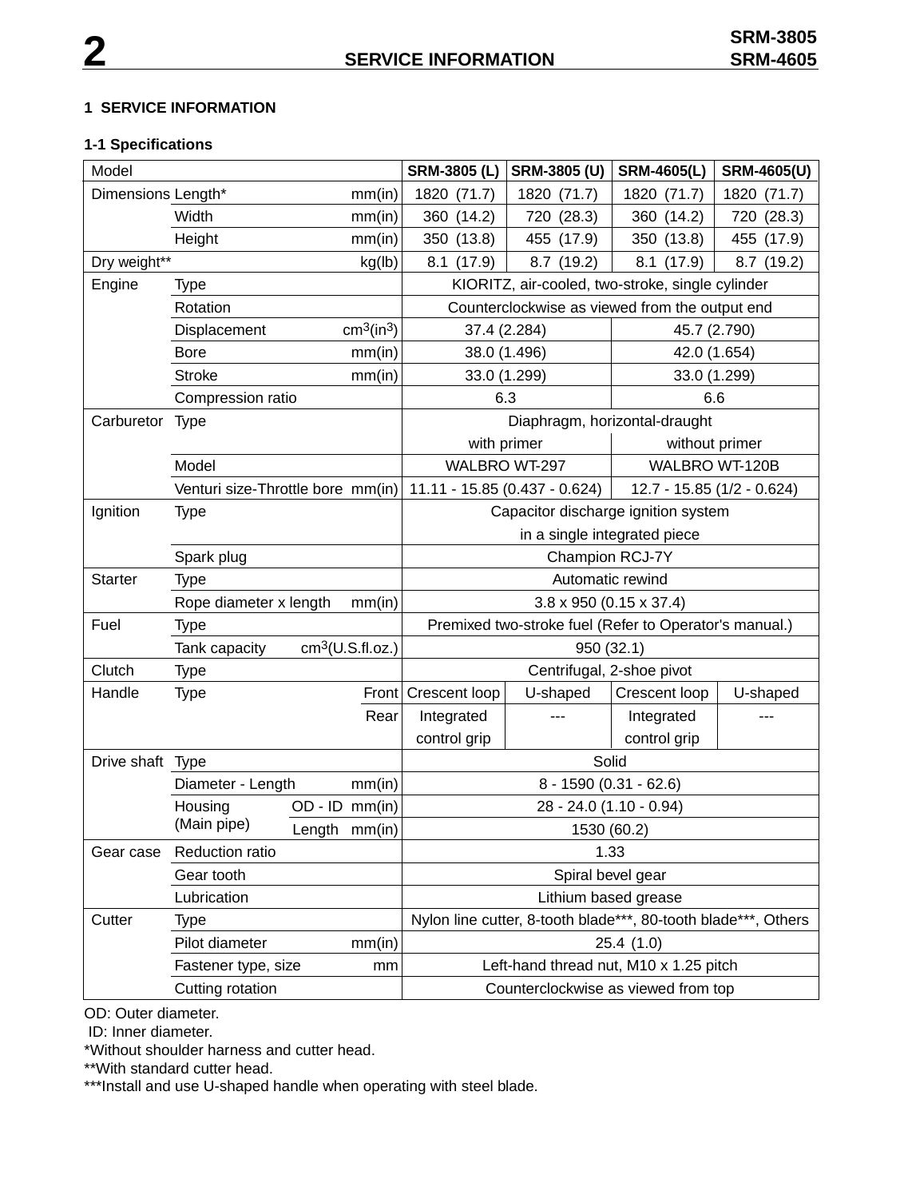# 1 SERVICE INFORMATION

## 1-1 Specifications

| Model | | | SRM-3805 (L) | SRM-3805 (U) | SRM-4605(L) | SRM-4605(U) |
|---|---|---|---|---|---|---|
| Dimensions | Length* | mm(in) | 1820 (71.7) | 1820 (71.7) | 1820 (71.7) | 1820 (71.7) |
| | Width | mm(in) | 360 (14.2) | 720 (28.3) | 360 (14.2) | 720 (28.3) |
| | Height | mm(in) | 350 (13.8) | 455 (17.9) | 350 (13.8) | 455 (17.9) |
| Dry weight** | | kg(lb) | 8.1 (17.9) | 8.7 (19.2) | 8.1 (17.9) | 8.7 (19.2) |
| Engine | Type | | KIORITZ, air-cooled, two-stroke, single cylinder | | | |
| | Rotation | | Counterclockwise as viewed from the output end | | | |
| | Displacement | $cm^3(in^3)$ | 37.4 (2.284) | | 45.7 (2.790) | |
| | Bore | mm(in) | 38.0 (1.496) | | 42.0 (1.654) | |
| | Stroke | mm(in) | 33.0 (1.299) | | 33.0 (1.299) | |
| | Compression ratio | | 6.3 | | 6.6 | |
| Carburetor | Type | | Diaphragm, horizontal-draught | | | |
| | | | with primer | | without primer | |
| | Model | | WALBRO WT-297 | | WALBRO WT-120B | |
| | Venturi size-Throttle bore | mm(in) | 11.11 - 15.85 (0.437 - 0.624) | | 12.7 - 15.85 (1/2 - 0.624) | |
| Ignition | Type | | Capacitor discharge ignition system in a single integrated piece | | | |
| | Spark plug | | Champion RCJ-7Y | | | |
| Starter | Type | | Automatic rewind | | | |
| | Rope diameter x length | mm(in) | 3.8 x 950 (0.15 x 37.4) | | | |
| Fuel | Type | | Premixed two-stroke fuel (Refer to Operator's manual.) | | | |
| | Tank capacity | $cm^3$(U.S.fl.oz.) | 950 (32.1) | | | |
| Clutch | Type | | Centrifugal, 2-shoe pivot | | | |
| Handle | Type | Front | Crescent loop | U-shaped | Crescent loop | U-shaped |
| | | Rear | Integrated control grip | --- | Integrated control grip | --- |
| Drive shaft | Type | | Solid | | | |
| | Diameter - Length | mm(in) | 8 - 1590 (0.31 - 62.6) | | | |
| | Housing (Main pipe) OD - ID | mm(in) | 28 - 24.0 (1.10 - 0.94) | | | |
| | Housing (Main pipe) Length | mm(in) | 1530 (60.2) | | | |
| Gear case | Reduction ratio | | 1.33 | | | |
| | Gear tooth | | Spiral bevel gear | | | |
| | Lubrication | | Lithium based grease | | | |
| Cutter | Type | | Nylon line cutter, 8-tooth blade***, 80-tooth blade***, Others | | | |
| | Pilot diameter | mm(in) | 25.4 (1.0) | | | |
| | Fastener type, size | mm | Left-hand thread nut, M10 x 1.25 pitch | | | |
| | Cutting rotation | | Counterclockwise as viewed from top | | | |

OD: Outer diameter.
ID: Inner diameter.
*Without shoulder harness and cutter head.
**With standard cutter head.
***Install and use U-shaped handle when operating with steel blade.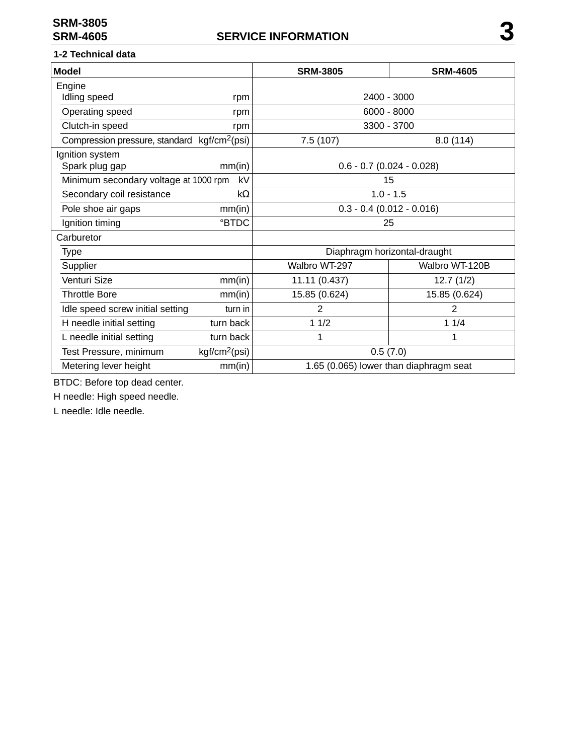### 1-2 Technical data

| Model | | SRM-3805 | SRM-4605 |
|---|---|---|---|
| **Engine** | | | |
| Idling speed | rpm | 2400 - 3000 | |
| Operating speed | rpm | 6000 - 8000 | |
| Clutch-in speed | rpm | 3300 - 3700 | |
| Compression pressure, standard | $kgf/cm^2$(psi) | 7.5 (107) | 8.0 (114) |
| **Ignition system** | | | |
| Spark plug gap | mm(in) | 0.6 - 0.7 (0.024 - 0.028) | |
| Minimum secondary voltage at 1000 rpm | kV | 15 | |
| Secondary coil resistance | kΩ | 1.0 - 1.5 | |
| Pole shoe air gaps | mm(in) | 0.3 - 0.4 (0.012 - 0.016) | |
| Ignition timing | °BTDC | 25 | |
| **Carburetor** | | | |
| Type | | Diaphragm horizontal-draught | |
| Supplier | | Walbro WT-297 | Walbro WT-120B |
| Venturi Size | mm(in) | 11.11 (0.437) | 12.7 (1/2) |
| Throttle Bore | mm(in) | 15.85 (0.624) | 15.85 (0.624) |
| Idle speed screw initial setting | turn in | 2 | 2 |
| H needle initial setting | turn back | 1 1/2 | 1 1/4 |
| L needle initial setting | turn back | 1 | 1 |
| Test Pressure, minimum | $kgf/cm^2$(psi) | 0.5 (7.0) | |
| Metering lever height | mm(in) | 1.65 (0.065) lower than diaphragm seat | |

BTDC: Before top dead center.

H needle: High speed needle.

L needle: Idle needle.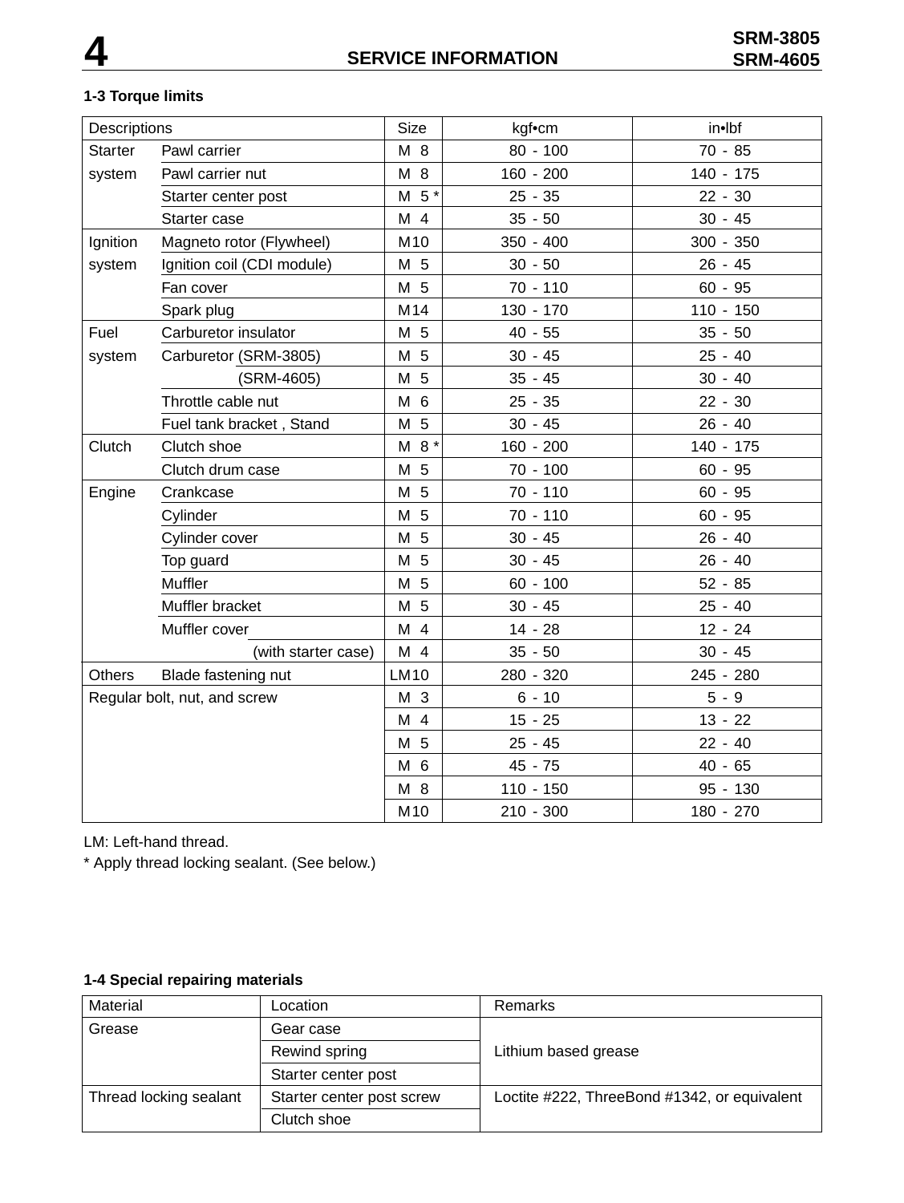### 1-3 Torque limits

| Descriptions | | Size | kgf•cm | in•lbf |
|---|---|---|---|---|
| Starter system | Pawl carrier | M 8 | 80 - 100 | 70 - 85 |
| | Pawl carrier nut | M 8 | 160 - 200 | 140 - 175 |
| | Starter center post | M 5 * | 25 - 35 | 22 - 30 |
| | Starter case | M 4 | 35 - 50 | 30 - 45 |
| Ignition system | Magneto rotor (Flywheel) | M10 | 350 - 400 | 300 - 350 |
| | Ignition coil (CDI module) | M 5 | 30 - 50 | 26 - 45 |
| | Fan cover | M 5 | 70 - 110 | 60 - 95 |
| | Spark plug | M14 | 130 - 170 | 110 - 150 |
| Fuel system | Carburetor insulator | M 5 | 40 - 55 | 35 - 50 |
| | Carburetor (SRM-3805) | M 5 | 30 - 45 | 25 - 40 |
| | (SRM-4605) | M 5 | 35 - 45 | 30 - 40 |
| | Throttle cable nut | M 6 | 25 - 35 | 22 - 30 |
| | Fuel tank bracket , Stand | M 5 | 30 - 45 | 26 - 40 |
| Clutch | Clutch shoe | M 8 * | 160 - 200 | 140 - 175 |
| | Clutch drum case | M 5 | 70 - 100 | 60 - 95 |
| Engine | Crankcase | M 5 | 70 - 110 | 60 - 95 |
| | Cylinder | M 5 | 70 - 110 | 60 - 95 |
| | Cylinder cover | M 5 | 30 - 45 | 26 - 40 |
| | Top guard | M 5 | 30 - 45 | 26 - 40 |
| | Muffler | M 5 | 60 - 100 | 52 - 85 |
| | Muffler bracket | M 5 | 30 - 45 | 25 - 40 |
| | Muffler cover | M 4 | 14 - 28 | 12 - 24 |
| | (with starter case) | M 4 | 35 - 50 | 30 - 45 |
| Others | Blade fastening nut | LM10 | 280 - 320 | 245 - 280 |
| Regular bolt, nut, and screw | | M 3 | 6 - 10 | 5 - 9 |
| | | M 4 | 15 - 25 | 13 - 22 |
| | | M 5 | 25 - 45 | 22 - 40 |
| | | M 6 | 45 - 75 | 40 - 65 |
| | | M 8 | 110 - 150 | 95 - 130 |
| | | M10 | 210 - 300 | 180 - 270 |

LM: Left-hand thread.
* Apply thread locking sealant. (See below.)

### 1-4 Special repairing materials

| Material | Location | Remarks |
|---|---|---|
| Grease | Gear case | Lithium based grease |
| | Rewind spring | |
| | Starter center post | |
| Thread locking sealant | Starter center post screw | Loctite #222, ThreeBond #1342, or equivalent |
| | Clutch shoe | |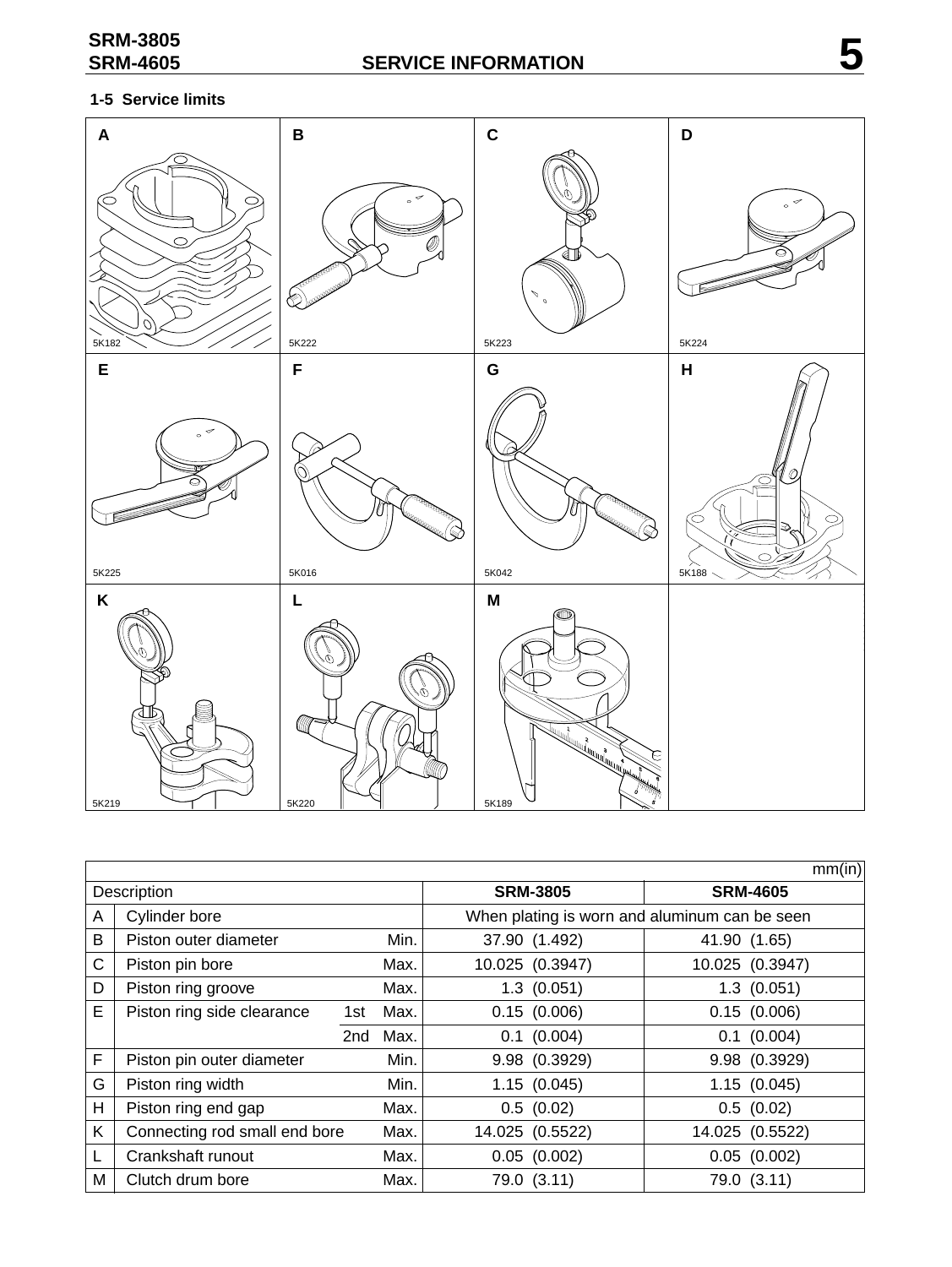## 1-5 Service limits

| A | B | C | D |
|---|---|---|---|
| 5K182 | 5K222 | 5K223 | 5K224 |
| **E** | **F** | **G** | **H** |
| 5K225 | 5K016 | 5K042 | 5K188 |
| **K** | **L** | **M** | |
| 5K219 | 5K220 | 5K189 | |

mm(in)

| | Description | | | SRM-3805 | SRM-4605 |
|---|---|---|---|---|---|
| A | Cylinder bore | | | When plating is worn and aluminum can be seen | |
| B | Piston outer diameter | | Min. | 37.90 (1.492) | 41.90 (1.65) |
| C | Piston pin bore | | Max. | 10.025 (0.3947) | 10.025 (0.3947) |
| D | Piston ring groove | | Max. | 1.3 (0.051) | 1.3 (0.051) |
| E | Piston ring side clearance | 1st | Max. | 0.15 (0.006) | 0.15 (0.006) |
| | | 2nd | Max. | 0.1 (0.004) | 0.1 (0.004) |
| F | Piston pin outer diameter | | Min. | 9.98 (0.3929) | 9.98 (0.3929) |
| G | Piston ring width | | Min. | 1.15 (0.045) | 1.15 (0.045) |
| H | Piston ring end gap | | Max. | 0.5 (0.02) | 0.5 (0.02) |
| K | Connecting rod small end bore | | Max. | 14.025 (0.5522) | 14.025 (0.5522) |
| L | Crankshaft runout | | Max. | 0.05 (0.002) | 0.05 (0.002) |
| M | Clutch drum bore | | Max. | 79.0 (3.11) | 79.0 (3.11) |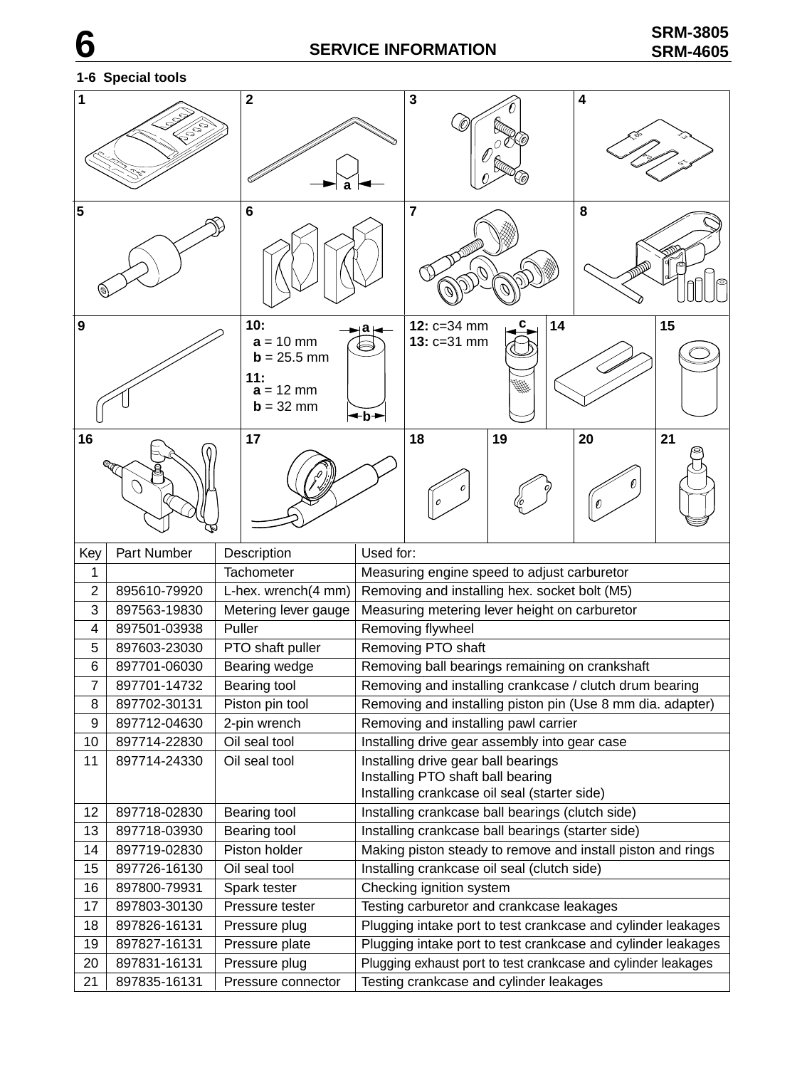## 1-6 Special tools

| 1 | 2 | 3 | 4 |
|---|---|---|---|
| 5 | 6 | 7 | 8 |
| 9 | 10: **a** = 10 mm, **b** = 25.5 mm; 11: **a** = 12 mm, **b** = 32 mm | 12: c=34 mm; 13: c=31 mm | 14, 15 |
| 16 | 17 | 18, 19 | 20, 21 |

| Key | Part Number | Description | Used for: |
|---|---|---|---|
| 1 | | Tachometer | Measuring engine speed to adjust carburetor |
| 2 | 895610-79920 | L-hex. wrench(4 mm) | Removing and installing hex. socket bolt (M5) |
| 3 | 897563-19830 | Metering lever gauge | Measuring metering lever height on carburetor |
| 4 | 897501-03938 | Puller | Removing flywheel |
| 5 | 897603-23030 | PTO shaft puller | Removing PTO shaft |
| 6 | 897701-06030 | Bearing wedge | Removing ball bearings remaining on crankshaft |
| 7 | 897701-14732 | Bearing tool | Removing and installing crankcase / clutch drum bearing |
| 8 | 897702-30131 | Piston pin tool | Removing and installing piston pin (Use 8 mm dia. adapter) |
| 9 | 897712-04630 | 2-pin wrench | Removing and installing pawl carrier |
| 10 | 897714-22830 | Oil seal tool | Installing drive gear assembly into gear case |
| 11 | 897714-24330 | Oil seal tool | Installing drive gear ball bearings<br>Installing PTO shaft ball bearing<br>Installing crankcase oil seal (starter side) |
| 12 | 897718-02830 | Bearing tool | Installing crankcase ball bearings (clutch side) |
| 13 | 897718-03930 | Bearing tool | Installing crankcase ball bearings (starter side) |
| 14 | 897719-02830 | Piston holder | Making piston steady to remove and install piston and rings |
| 15 | 897726-16130 | Oil seal tool | Installing crankcase oil seal (clutch side) |
| 16 | 897800-79931 | Spark tester | Checking ignition system |
| 17 | 897803-30130 | Pressure tester | Testing carburetor and crankcase leakages |
| 18 | 897826-16131 | Pressure plug | Plugging intake port to test crankcase and cylinder leakages |
| 19 | 897827-16131 | Pressure plate | Plugging intake port to test crankcase and cylinder leakages |
| 20 | 897831-16131 | Pressure plug | Plugging exhaust port to test crankcase and cylinder leakages |
| 21 | 897835-16131 | Pressure connector | Testing crankcase and cylinder leakages |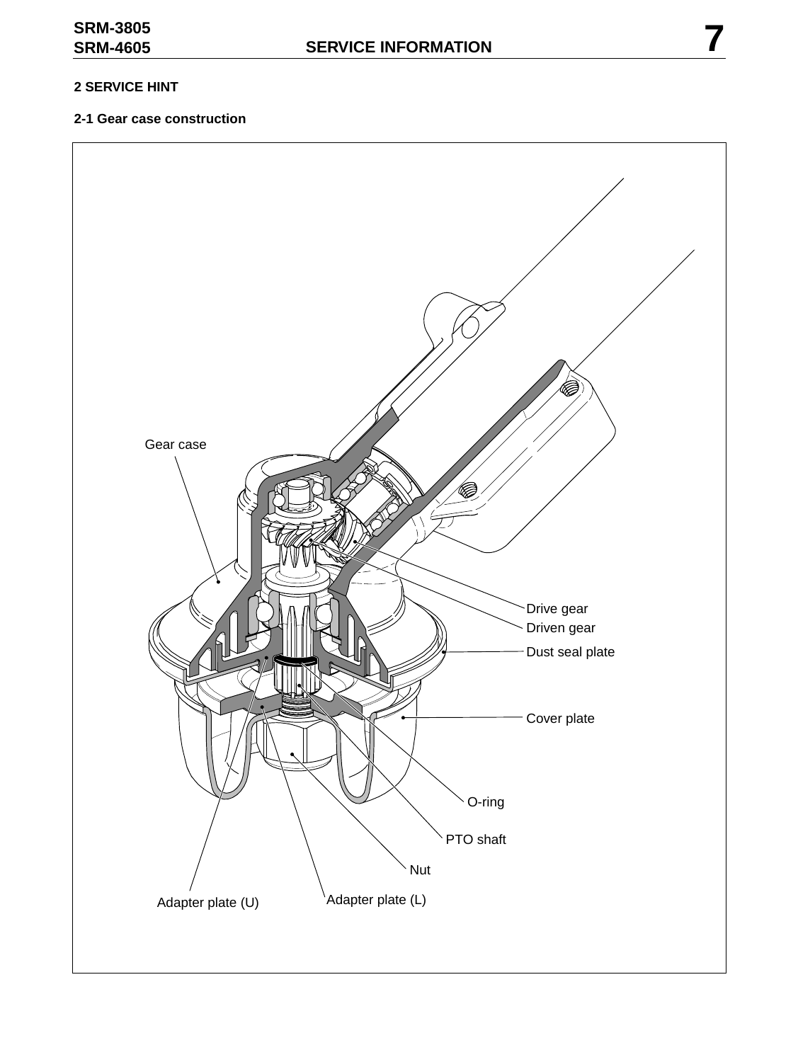## 2 SERVICE HINT

### 2-1 Gear case construction

Gear case

Drive gear

Driven gear

Dust seal plate

Cover plate

O-ring

PTO shaft

Nut

Adapter plate (U)

Adapter plate (L)